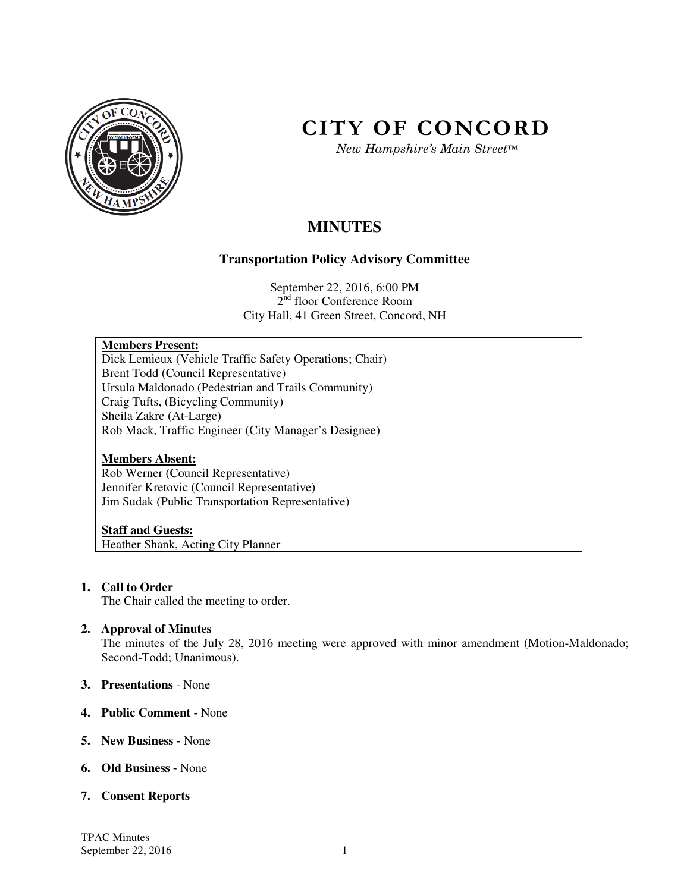# CITY OF CONCORD

*New Hampshire's Main Street™*

## MINUTES

### Transportation Policy Advisory Committee

September 22, 2016, 6:00 PM
2nd floor Conference Room
City Hall, 41 Green Street, Concord, NH

**Members Present:**
Dick Lemieux (Vehicle Traffic Safety Operations; Chair)
Brent Todd (Council Representative)
Ursula Maldonado (Pedestrian and Trails Community)
Craig Tufts, (Bicycling Community)
Sheila Zakre (At-Large)
Rob Mack, Traffic Engineer (City Manager's Designee)

**Members Absent:**
Rob Werner (Council Representative)
Jennifer Kretovic (Council Representative)
Jim Sudak (Public Transportation Representative)

**Staff and Guests:**
Heather Shank, Acting City Planner

1. **Call to Order**
   The Chair called the meeting to order.

2. **Approval of Minutes**
   The minutes of the July 28, 2016 meeting were approved with minor amendment (Motion-Maldonado; Second-Todd; Unanimous).

3. **Presentations** - None

4. **Public Comment -** None

5. **New Business -** None

6. **Old Business -** None

7. **Consent Reports**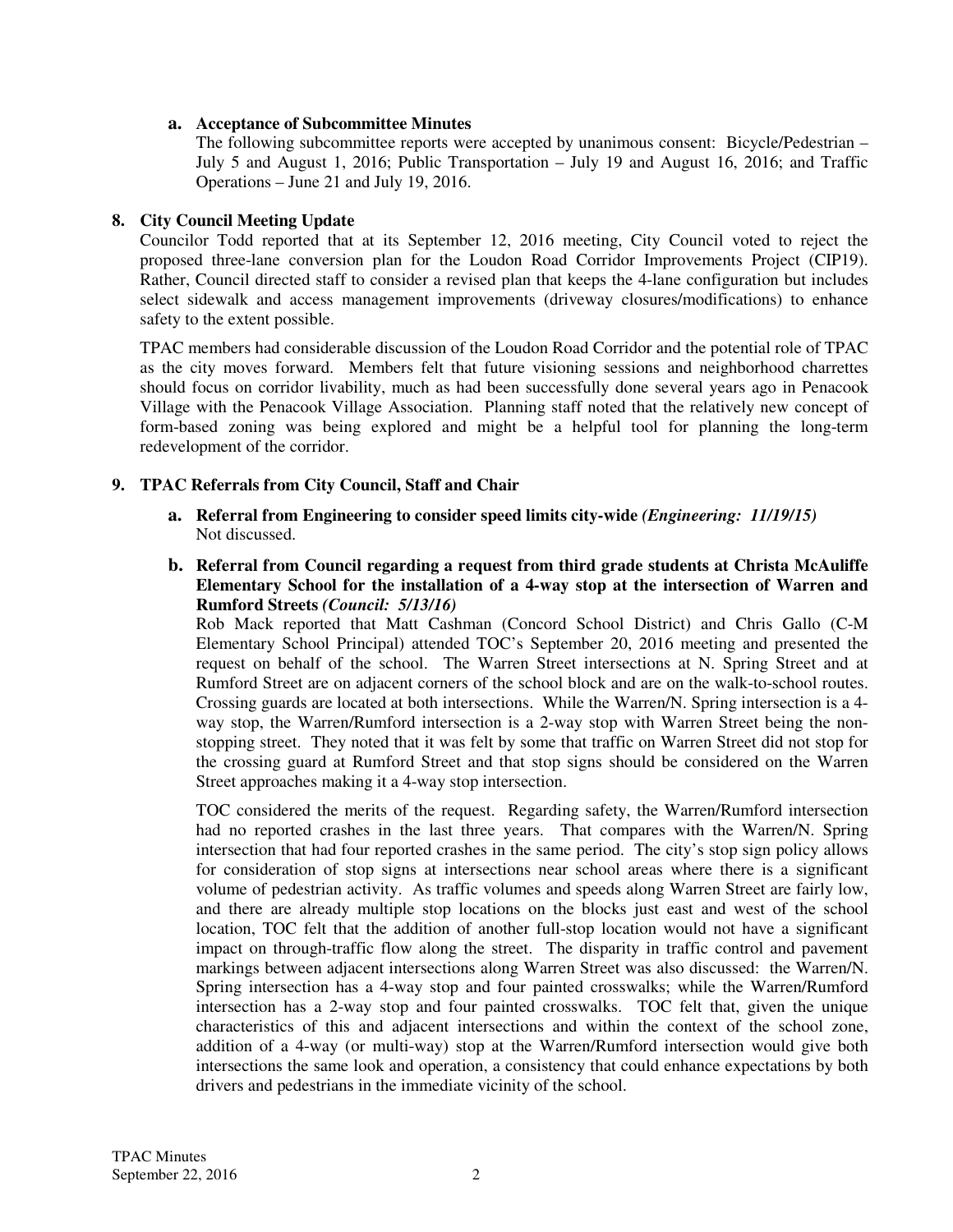**a. Acceptance of Subcommittee Minutes**

The following subcommittee reports were accepted by unanimous consent: Bicycle/Pedestrian – July 5 and August 1, 2016; Public Transportation – July 19 and August 16, 2016; and Traffic Operations – June 21 and July 19, 2016.

**8. City Council Meeting Update**

Councilor Todd reported that at its September 12, 2016 meeting, City Council voted to reject the proposed three-lane conversion plan for the Loudon Road Corridor Improvements Project (CIP19). Rather, Council directed staff to consider a revised plan that keeps the 4-lane configuration but includes select sidewalk and access management improvements (driveway closures/modifications) to enhance safety to the extent possible.

TPAC members had considerable discussion of the Loudon Road Corridor and the potential role of TPAC as the city moves forward. Members felt that future visioning sessions and neighborhood charrettes should focus on corridor livability, much as had been successfully done several years ago in Penacook Village with the Penacook Village Association. Planning staff noted that the relatively new concept of form-based zoning was being explored and might be a helpful tool for planning the long-term redevelopment of the corridor.

**9. TPAC Referrals from City Council, Staff and Chair**

**a. Referral from Engineering to consider speed limits city-wide** ***(Engineering: 11/19/15)***

Not discussed.

**b. Referral from Council regarding a request from third grade students at Christa McAuliffe Elementary School for the installation of a 4-way stop at the intersection of Warren and Rumford Streets** ***(Council: 5/13/16)***

Rob Mack reported that Matt Cashman (Concord School District) and Chris Gallo (C-M Elementary School Principal) attended TOC's September 20, 2016 meeting and presented the request on behalf of the school. The Warren Street intersections at N. Spring Street and at Rumford Street are on adjacent corners of the school block and are on the walk-to-school routes. Crossing guards are located at both intersections. While the Warren/N. Spring intersection is a 4-way stop, the Warren/Rumford intersection is a 2-way stop with Warren Street being the non-stopping street. They noted that it was felt by some that traffic on Warren Street did not stop for the crossing guard at Rumford Street and that stop signs should be considered on the Warren Street approaches making it a 4-way stop intersection.

TOC considered the merits of the request. Regarding safety, the Warren/Rumford intersection had no reported crashes in the last three years. That compares with the Warren/N. Spring intersection that had four reported crashes in the same period. The city's stop sign policy allows for consideration of stop signs at intersections near school areas where there is a significant volume of pedestrian activity. As traffic volumes and speeds along Warren Street are fairly low, and there are already multiple stop locations on the blocks just east and west of the school location, TOC felt that the addition of another full-stop location would not have a significant impact on through-traffic flow along the street. The disparity in traffic control and pavement markings between adjacent intersections along Warren Street was also discussed: the Warren/N. Spring intersection has a 4-way stop and four painted crosswalks; while the Warren/Rumford intersection has a 2-way stop and four painted crosswalks. TOC felt that, given the unique characteristics of this and adjacent intersections and within the context of the school zone, addition of a 4-way (or multi-way) stop at the Warren/Rumford intersection would give both intersections the same look and operation, a consistency that could enhance expectations by both drivers and pedestrians in the immediate vicinity of the school.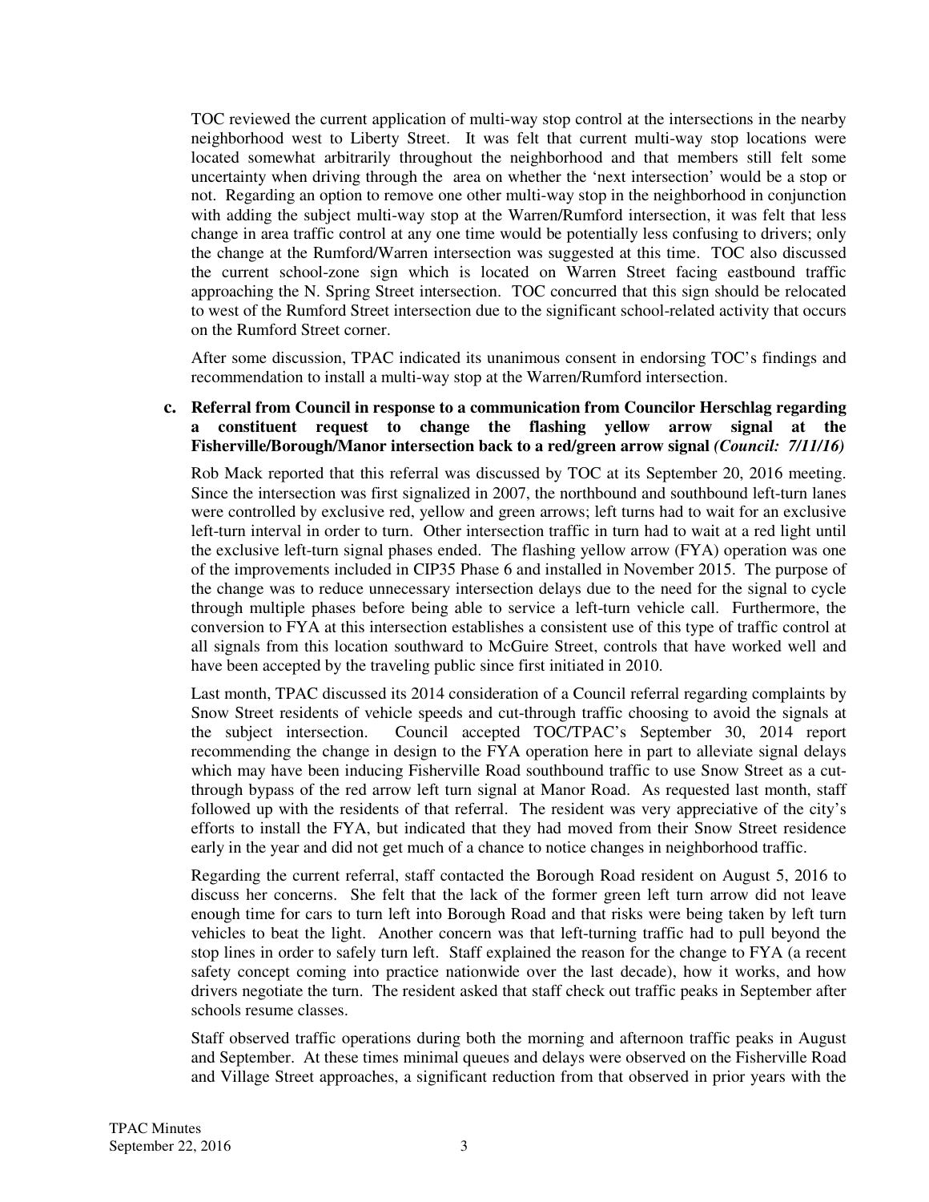TOC reviewed the current application of multi-way stop control at the intersections in the nearby neighborhood west to Liberty Street. It was felt that current multi-way stop locations were located somewhat arbitrarily throughout the neighborhood and that members still felt some uncertainty when driving through the area on whether the 'next intersection' would be a stop or not. Regarding an option to remove one other multi-way stop in the neighborhood in conjunction with adding the subject multi-way stop at the Warren/Rumford intersection, it was felt that less change in area traffic control at any one time would be potentially less confusing to drivers; only the change at the Rumford/Warren intersection was suggested at this time. TOC also discussed the current school-zone sign which is located on Warren Street facing eastbound traffic approaching the N. Spring Street intersection. TOC concurred that this sign should be relocated to west of the Rumford Street intersection due to the significant school-related activity that occurs on the Rumford Street corner.

After some discussion, TPAC indicated its unanimous consent in endorsing TOC's findings and recommendation to install a multi-way stop at the Warren/Rumford intersection.

**c. Referral from Council in response to a communication from Councilor Herschlag regarding a constituent request to change the flashing yellow arrow signal at the Fisherville/Borough/Manor intersection back to a red/green arrow signal *(Council: 7/11/16)***

Rob Mack reported that this referral was discussed by TOC at its September 20, 2016 meeting. Since the intersection was first signalized in 2007, the northbound and southbound left-turn lanes were controlled by exclusive red, yellow and green arrows; left turns had to wait for an exclusive left-turn interval in order to turn. Other intersection traffic in turn had to wait at a red light until the exclusive left-turn signal phases ended. The flashing yellow arrow (FYA) operation was one of the improvements included in CIP35 Phase 6 and installed in November 2015. The purpose of the change was to reduce unnecessary intersection delays due to the need for the signal to cycle through multiple phases before being able to service a left-turn vehicle call. Furthermore, the conversion to FYA at this intersection establishes a consistent use of this type of traffic control at all signals from this location southward to McGuire Street, controls that have worked well and have been accepted by the traveling public since first initiated in 2010.

Last month, TPAC discussed its 2014 consideration of a Council referral regarding complaints by Snow Street residents of vehicle speeds and cut-through traffic choosing to avoid the signals at the subject intersection. Council accepted TOC/TPAC's September 30, 2014 report recommending the change in design to the FYA operation here in part to alleviate signal delays which may have been inducing Fisherville Road southbound traffic to use Snow Street as a cut-through bypass of the red arrow left turn signal at Manor Road. As requested last month, staff followed up with the residents of that referral. The resident was very appreciative of the city's efforts to install the FYA, but indicated that they had moved from their Snow Street residence early in the year and did not get much of a chance to notice changes in neighborhood traffic.

Regarding the current referral, staff contacted the Borough Road resident on August 5, 2016 to discuss her concerns. She felt that the lack of the former green left turn arrow did not leave enough time for cars to turn left into Borough Road and that risks were being taken by left turn vehicles to beat the light. Another concern was that left-turning traffic had to pull beyond the stop lines in order to safely turn left. Staff explained the reason for the change to FYA (a recent safety concept coming into practice nationwide over the last decade), how it works, and how drivers negotiate the turn. The resident asked that staff check out traffic peaks in September after schools resume classes.

Staff observed traffic operations during both the morning and afternoon traffic peaks in August and September. At these times minimal queues and delays were observed on the Fisherville Road and Village Street approaches, a significant reduction from that observed in prior years with the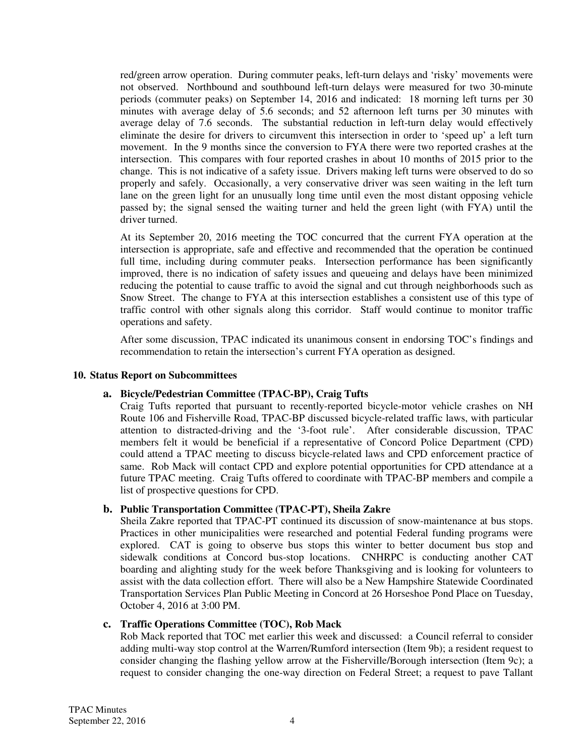red/green arrow operation. During commuter peaks, left-turn delays and 'risky' movements were not observed. Northbound and southbound left-turn delays were measured for two 30-minute periods (commuter peaks) on September 14, 2016 and indicated: 18 morning left turns per 30 minutes with average delay of 5.6 seconds; and 52 afternoon left turns per 30 minutes with average delay of 7.6 seconds. The substantial reduction in left-turn delay would effectively eliminate the desire for drivers to circumvent this intersection in order to 'speed up' a left turn movement. In the 9 months since the conversion to FYA there were two reported crashes at the intersection. This compares with four reported crashes in about 10 months of 2015 prior to the change. This is not indicative of a safety issue. Drivers making left turns were observed to do so properly and safely. Occasionally, a very conservative driver was seen waiting in the left turn lane on the green light for an unusually long time until even the most distant opposing vehicle passed by; the signal sensed the waiting turner and held the green light (with FYA) until the driver turned.

At its September 20, 2016 meeting the TOC concurred that the current FYA operation at the intersection is appropriate, safe and effective and recommended that the operation be continued full time, including during commuter peaks. Intersection performance has been significantly improved, there is no indication of safety issues and queueing and delays have been minimized reducing the potential to cause traffic to avoid the signal and cut through neighborhoods such as Snow Street. The change to FYA at this intersection establishes a consistent use of this type of traffic control with other signals along this corridor. Staff would continue to monitor traffic operations and safety.

After some discussion, TPAC indicated its unanimous consent in endorsing TOC's findings and recommendation to retain the intersection's current FYA operation as designed.

**10. Status Report on Subcommittees**

**a. Bicycle/Pedestrian Committee (TPAC-BP), Craig Tufts**

Craig Tufts reported that pursuant to recently-reported bicycle-motor vehicle crashes on NH Route 106 and Fisherville Road, TPAC-BP discussed bicycle-related traffic laws, with particular attention to distracted-driving and the '3-foot rule'. After considerable discussion, TPAC members felt it would be beneficial if a representative of Concord Police Department (CPD) could attend a TPAC meeting to discuss bicycle-related laws and CPD enforcement practice of same. Rob Mack will contact CPD and explore potential opportunities for CPD attendance at a future TPAC meeting. Craig Tufts offered to coordinate with TPAC-BP members and compile a list of prospective questions for CPD.

**b. Public Transportation Committee (TPAC-PT), Sheila Zakre**

Sheila Zakre reported that TPAC-PT continued its discussion of snow-maintenance at bus stops. Practices in other municipalities were researched and potential Federal funding programs were explored. CAT is going to observe bus stops this winter to better document bus stop and sidewalk conditions at Concord bus-stop locations. CNHRPC is conducting another CAT boarding and alighting study for the week before Thanksgiving and is looking for volunteers to assist with the data collection effort. There will also be a New Hampshire Statewide Coordinated Transportation Services Plan Public Meeting in Concord at 26 Horseshoe Pond Place on Tuesday, October 4, 2016 at 3:00 PM.

**c. Traffic Operations Committee (TOC), Rob Mack**

Rob Mack reported that TOC met earlier this week and discussed: a Council referral to consider adding multi-way stop control at the Warren/Rumford intersection (Item 9b); a resident request to consider changing the flashing yellow arrow at the Fisherville/Borough intersection (Item 9c); a request to consider changing the one-way direction on Federal Street; a request to pave Tallant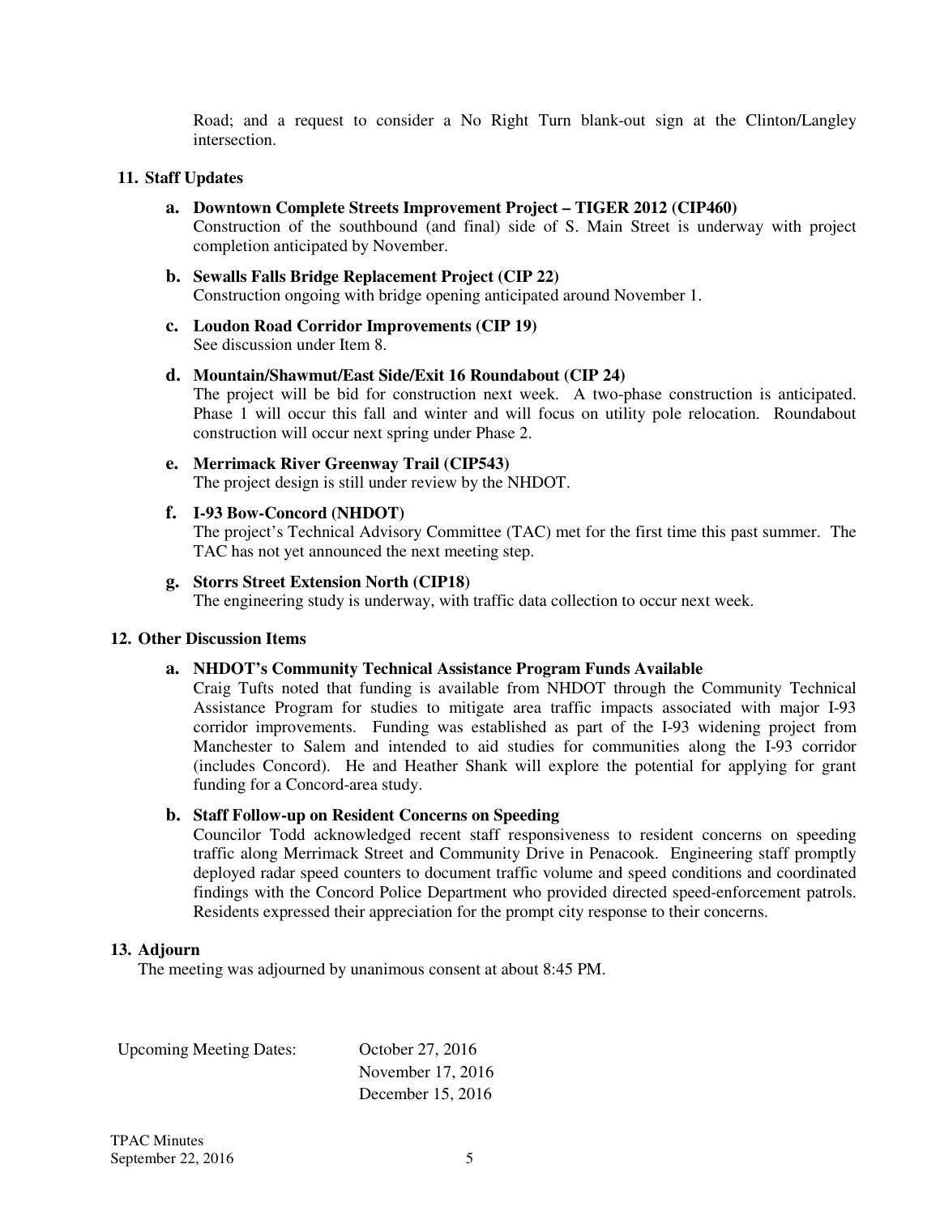Road; and a request to consider a No Right Turn blank-out sign at the Clinton/Langley intersection.

## 11. Staff Updates

**a. Downtown Complete Streets Improvement Project – TIGER 2012 (CIP460)**
Construction of the southbound (and final) side of S. Main Street is underway with project completion anticipated by November.

**b. Sewalls Falls Bridge Replacement Project (CIP 22)**
Construction ongoing with bridge opening anticipated around November 1.

**c. Loudon Road Corridor Improvements (CIP 19)**
See discussion under Item 8.

**d. Mountain/Shawmut/East Side/Exit 16 Roundabout (CIP 24)**
The project will be bid for construction next week. A two-phase construction is anticipated. Phase 1 will occur this fall and winter and will focus on utility pole relocation. Roundabout construction will occur next spring under Phase 2.

**e. Merrimack River Greenway Trail (CIP543)**
The project design is still under review by the NHDOT.

**f. I-93 Bow-Concord (NHDOT)**
The project's Technical Advisory Committee (TAC) met for the first time this past summer. The TAC has not yet announced the next meeting step.

**g. Storrs Street Extension North (CIP18)**
The engineering study is underway, with traffic data collection to occur next week.

## 12. Other Discussion Items

**a. NHDOT's Community Technical Assistance Program Funds Available**
Craig Tufts noted that funding is available from NHDOT through the Community Technical Assistance Program for studies to mitigate area traffic impacts associated with major I-93 corridor improvements. Funding was established as part of the I-93 widening project from Manchester to Salem and intended to aid studies for communities along the I-93 corridor (includes Concord). He and Heather Shank will explore the potential for applying for grant funding for a Concord-area study.

**b. Staff Follow-up on Resident Concerns on Speeding**
Councilor Todd acknowledged recent staff responsiveness to resident concerns on speeding traffic along Merrimack Street and Community Drive in Penacook. Engineering staff promptly deployed radar speed counters to document traffic volume and speed conditions and coordinated findings with the Concord Police Department who provided directed speed-enforcement patrols. Residents expressed their appreciation for the prompt city response to their concerns.

## 13. Adjourn

The meeting was adjourned by unanimous consent at about 8:45 PM.

Upcoming Meeting Dates: October 27, 2016
November 17, 2016
December 15, 2016